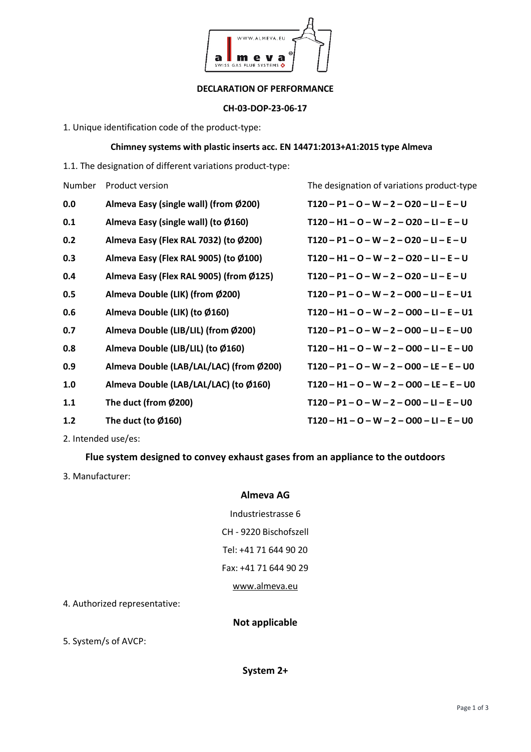**DECLARATION OF PERFORMANCE**

**CH-03-DOP-23-06-17**

1. Unique identification code of the product-type:

**Chimney systems with plastic inserts acc. EN 14471:2013+A1:2015 type Almeva**

1.1. The designation of different variations product-type:

| Number | Product version | The designation of variations product-type |
|---|---|---|
| **0.0** | **Almeva Easy (single wall) (from Ø200)** | **T120 – P1 – O – W – 2 – O20 – LI – E – U** |
| **0.1** | **Almeva Easy (single wall) (to Ø160)** | **T120 – H1 – O – W – 2 – O20 – LI – E – U** |
| **0.2** | **Almeva Easy (Flex RAL 7032) (to Ø200)** | **T120 – P1 – O – W – 2 – O20 – LI – E – U** |
| **0.3** | **Almeva Easy (Flex RAL 9005) (to Ø100)** | **T120 – H1 – O – W – 2 – O20 – LI – E – U** |
| **0.4** | **Almeva Easy (Flex RAL 9005) (from Ø125)** | **T120 – P1 – O – W – 2 – O20 – LI – E – U** |
| **0.5** | **Almeva Double (LIK) (from Ø200)** | **T120 – P1 – O – W – 2 – O00 – LI – E – U1** |
| **0.6** | **Almeva Double (LIK) (to Ø160)** | **T120 – H1 – O – W – 2 – O00 – LI – E – U1** |
| **0.7** | **Almeva Double (LIB/LIL) (from Ø200)** | **T120 – P1 – O – W – 2 – O00 – LI – E – U0** |
| **0.8** | **Almeva Double (LIB/LIL) (to Ø160)** | **T120 – H1 – O – W – 2 – O00 – LI – E – U0** |
| **0.9** | **Almeva Double (LAB/LAL/LAC) (from Ø200)** | **T120 – P1 – O – W – 2 – O00 – LE – E – U0** |
| **1.0** | **Almeva Double (LAB/LAL/LAC) (to Ø160)** | **T120 – H1 – O – W – 2 – O00 – LE – E – U0** |
| **1.1** | **The duct (from Ø200)** | **T120 – P1 – O – W – 2 – O00 – LI – E – U0** |
| **1.2** | **The duct (to Ø160)** | **T120 – H1 – O – W – 2 – O00 – LI – E – U0** |

2. Intended use/es:

**Flue system designed to convey exhaust gases from an appliance to the outdoors**

3. Manufacturer:

**Almeva AG**

Industriestrasse 6

CH - 9220 Bischofszell

Tel: +41 71 644 90 20

Fax: +41 71 644 90 29

www.almeva.eu

4. Authorized representative:

**Not applicable**

5. System/s of AVCP:

**System 2+**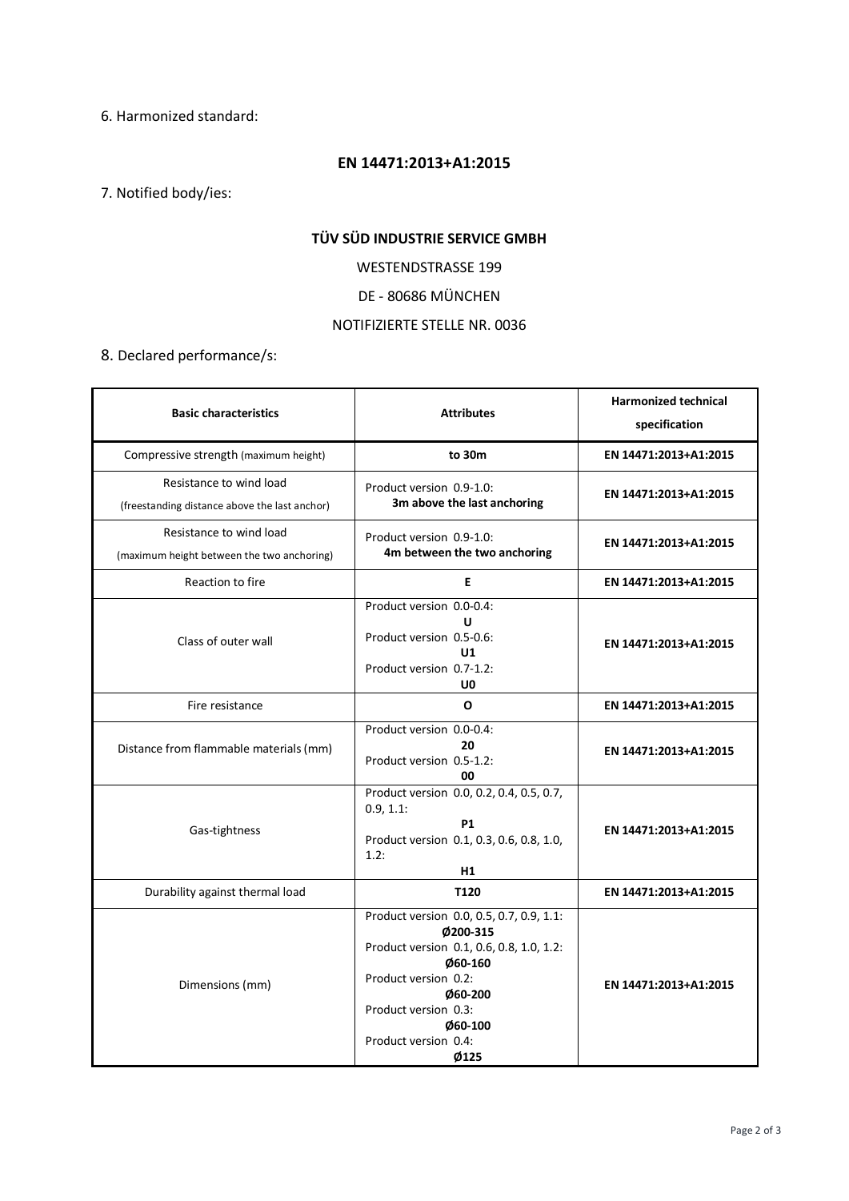6. Harmonized standard:

**EN 14471:2013+A1:2015**

7. Notified body/ies:

**TÜV SÜD INDUSTRIE SERVICE GMBH**

WESTENDSTRASSE 199

DE - 80686 MÜNCHEN

NOTIFIZIERTE STELLE NR. 0036

8. Declared performance/s:

| **Basic characteristics** | **Attributes** | **Harmonized technical specification** |
|---|---|---|
| Compressive strength (maximum height) | **to 30m** | **EN 14471:2013+A1:2015** |
| Resistance to wind load (freestanding distance above the last anchor) | Product version 0.9-1.0: **3m above the last anchoring** | **EN 14471:2013+A1:2015** |
| Resistance to wind load (maximum height between the two anchoring) | Product version 0.9-1.0: **4m between the two anchoring** | **EN 14471:2013+A1:2015** |
| Reaction to fire | **E** | **EN 14471:2013+A1:2015** |
| Class of outer wall | Product version 0.0-0.4: **U** Product version 0.5-0.6: **U1** Product version 0.7-1.2: **U0** | **EN 14471:2013+A1:2015** |
| Fire resistance | **O** | **EN 14471:2013+A1:2015** |
| Distance from flammable materials (mm) | Product version 0.0-0.4: **20** Product version 0.5-1.2: **00** | **EN 14471:2013+A1:2015** |
| Gas-tightness | Product version 0.0, 0.2, 0.4, 0.5, 0.7, 0.9, 1.1: **P1** Product version 0.1, 0.3, 0.6, 0.8, 1.0, 1.2: **H1** | **EN 14471:2013+A1:2015** |
| Durability against thermal load | **T120** | **EN 14471:2013+A1:2015** |
| Dimensions (mm) | Product version 0.0, 0.5, 0.7, 0.9, 1.1: **Ø200-315** Product version 0.1, 0.6, 0.8, 1.0, 1.2: **Ø60-160** Product version 0.2: **Ø60-200** Product version 0.3: **Ø60-100** Product version 0.4: **Ø125** | **EN 14471:2013+A1:2015** |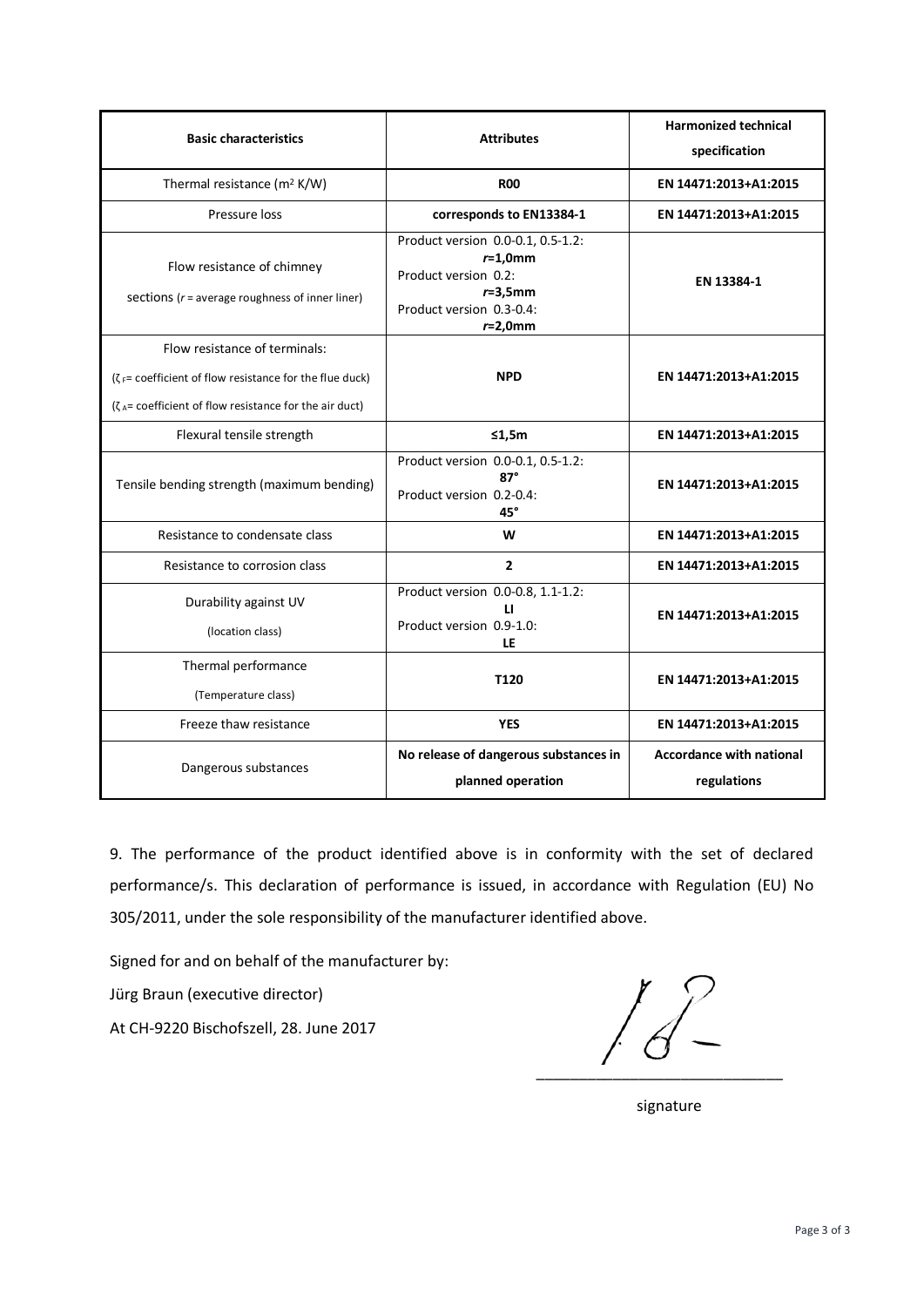| Basic characteristics | Attributes | Harmonized technical specification |
|---|---|---|
| Thermal resistance ($m^2$ K/W) | **R00** | **EN 14471:2013+A1:2015** |
| Pressure loss | **corresponds to EN13384-1** | **EN 14471:2013+A1:2015** |
| Flow resistance of chimney sections (*r* = average roughness of inner liner) | Product version 0.0-0.1, 0.5-1.2: ***r*=1,0mm** Product version 0.2: ***r*=3,5mm** Product version 0.3-0.4: ***r*=2,0mm** | **EN 13384-1** |
| Flow resistance of terminals: ($\zeta_F$= coefficient of flow resistance for the flue duck) ($\zeta_A$= coefficient of flow resistance for the air duct) | **NPD** | **EN 14471:2013+A1:2015** |
| Flexural tensile strength | **≤1,5m** | **EN 14471:2013+A1:2015** |
| Tensile bending strength (maximum bending) | Product version 0.0-0.1, 0.5-1.2: **87°** Product version 0.2-0.4: **45°** | **EN 14471:2013+A1:2015** |
| Resistance to condensate class | **W** | **EN 14471:2013+A1:2015** |
| Resistance to corrosion class | **2** | **EN 14471:2013+A1:2015** |
| Durability against UV (location class) | Product version 0.0-0.8, 1.1-1.2: **LI** Product version 0.9-1.0: **LE** | **EN 14471:2013+A1:2015** |
| Thermal performance (Temperature class) | **T120** | **EN 14471:2013+A1:2015** |
| Freeze thaw resistance | **YES** | **EN 14471:2013+A1:2015** |
| Dangerous substances | **No release of dangerous substances in planned operation** | **Accordance with national regulations** |

9. The performance of the product identified above is in conformity with the set of declared performance/s. This declaration of performance is issued, in accordance with Regulation (EU) No 305/2011, under the sole responsibility of the manufacturer identified above.

Signed for and on behalf of the manufacturer by:

Jürg Braun (executive director)

At CH-9220 Bischofszell, 28. June 2017

signature